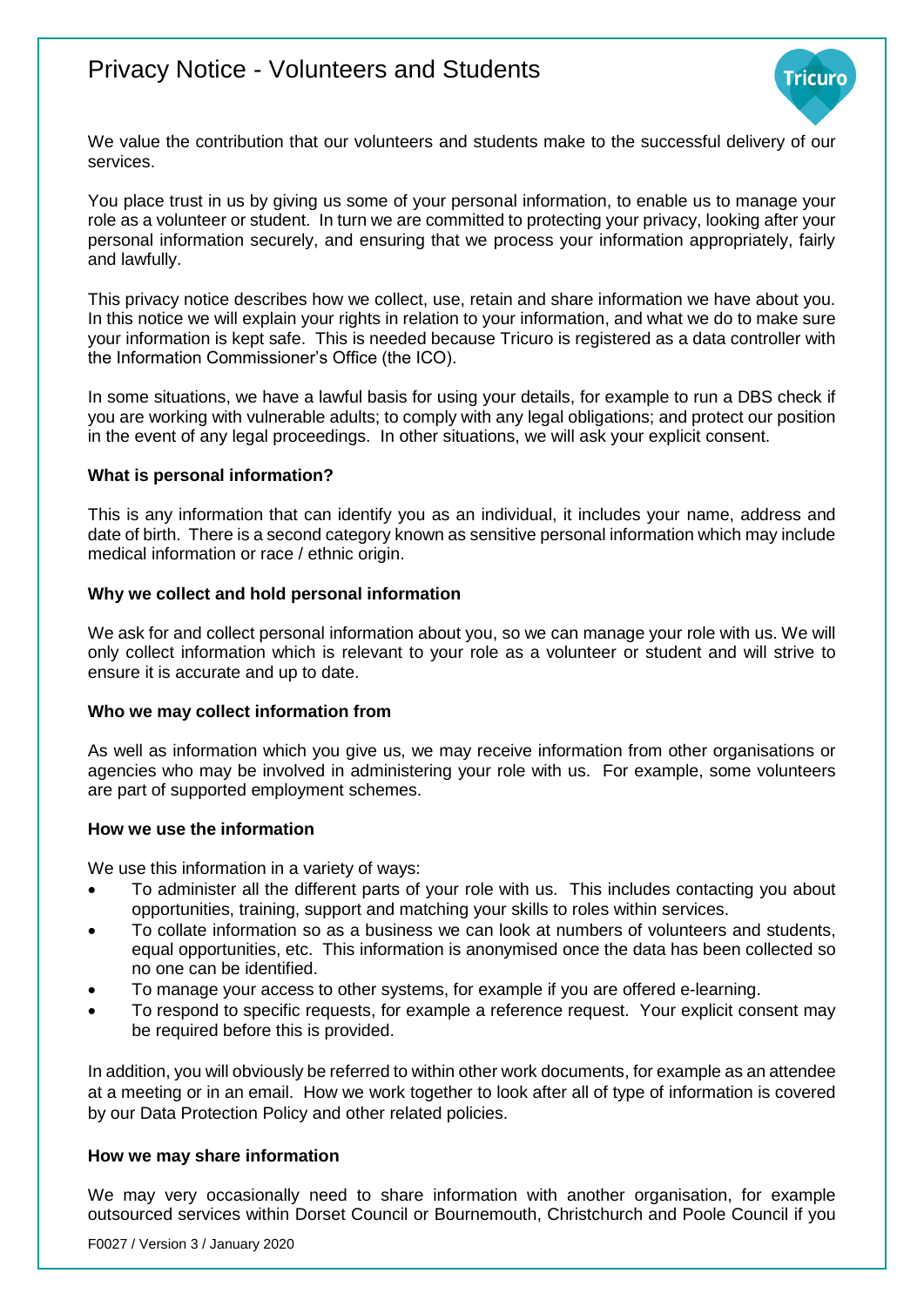# Privacy Notice - Volunteers and Students

We value the contribution that our volunteers and students make to the successful delivery of our services.

You place trust in us by giving us some of your personal information, to enable us to manage your role as a volunteer or student. In turn we are committed to protecting your privacy, looking after your personal information securely, and ensuring that we process your information appropriately, fairly and lawfully.

This privacy notice describes how we collect, use, retain and share information we have about you. In this notice we will explain your rights in relation to your information, and what we do to make sure your information is kept safe. This is needed because Tricuro is registered as a data controller with the Information Commissioner's Office (the ICO).

In some situations, we have a lawful basis for using your details, for example to run a DBS check if you are working with vulnerable adults; to comply with any legal obligations; and protect our position in the event of any legal proceedings. In other situations, we will ask your explicit consent.

**What is personal information?**

This is any information that can identify you as an individual, it includes your name, address and date of birth. There is a second category known as sensitive personal information which may include medical information or race / ethnic origin.

**Why we collect and hold personal information**

We ask for and collect personal information about you, so we can manage your role with us. We will only collect information which is relevant to your role as a volunteer or student and will strive to ensure it is accurate and up to date.

**Who we may collect information from**

As well as information which you give us, we may receive information from other organisations or agencies who may be involved in administering your role with us. For example, some volunteers are part of supported employment schemes.

**How we use the information**

We use this information in a variety of ways:

- To administer all the different parts of your role with us. This includes contacting you about opportunities, training, support and matching your skills to roles within services.
- To collate information so as a business we can look at numbers of volunteers and students, equal opportunities, etc. This information is anonymised once the data has been collected so no one can be identified.
- To manage your access to other systems, for example if you are offered e-learning.
- To respond to specific requests, for example a reference request. Your explicit consent may be required before this is provided.

In addition, you will obviously be referred to within other work documents, for example as an attendee at a meeting or in an email. How we work together to look after all of type of information is covered by our Data Protection Policy and other related policies.

**How we may share information**

We may very occasionally need to share information with another organisation, for example outsourced services within Dorset Council or Bournemouth, Christchurch and Poole Council if you

F0027 / Version 3 / January 2020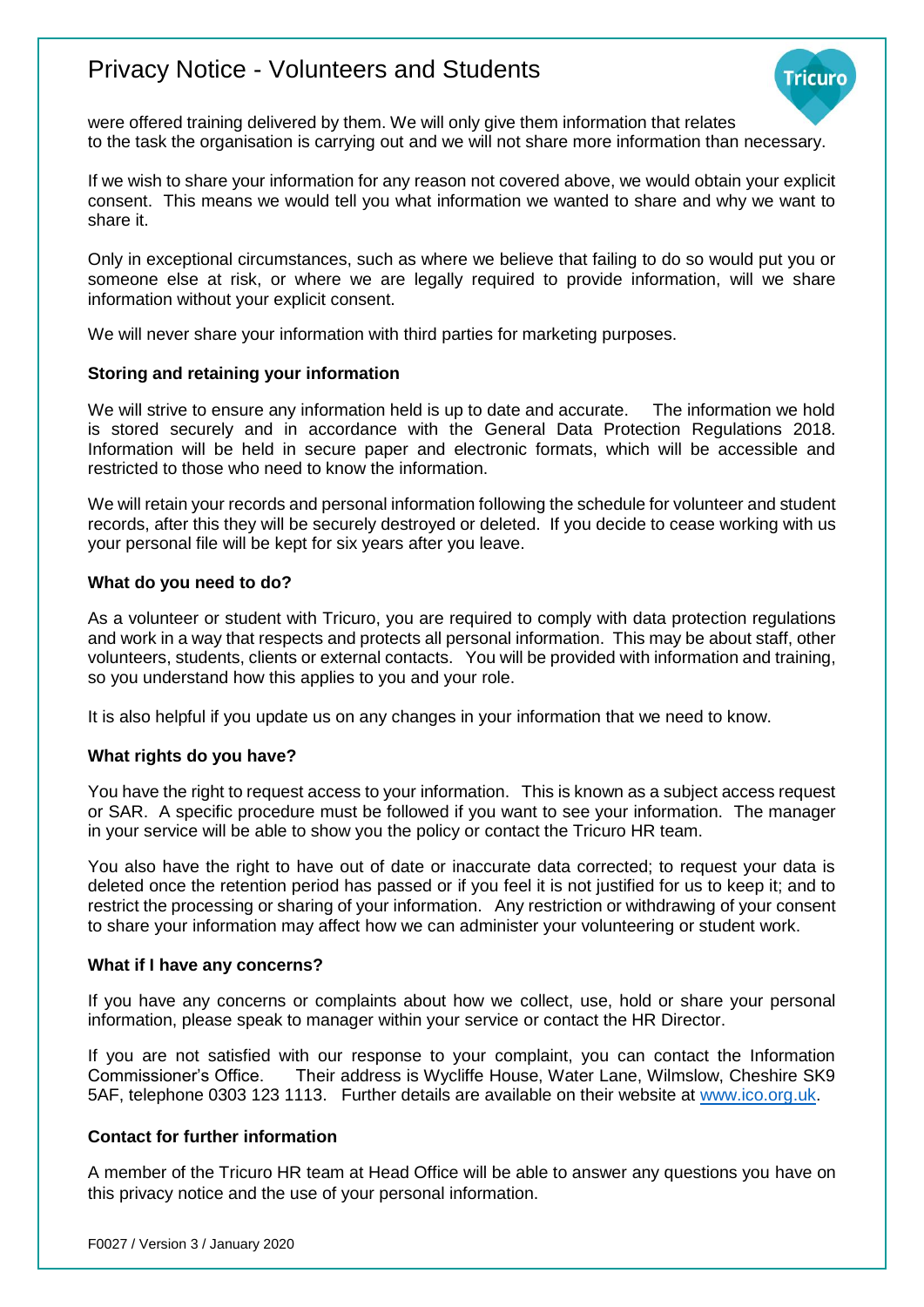were offered training delivered by them. We will only give them information that relates to the task the organisation is carrying out and we will not share more information than necessary.

If we wish to share your information for any reason not covered above, we would obtain your explicit consent. This means we would tell you what information we wanted to share and why we want to share it.

Only in exceptional circumstances, such as where we believe that failing to do so would put you or someone else at risk, or where we are legally required to provide information, will we share information without your explicit consent.

We will never share your information with third parties for marketing purposes.

**Storing and retaining your information**

We will strive to ensure any information held is up to date and accurate. The information we hold is stored securely and in accordance with the General Data Protection Regulations 2018. Information will be held in secure paper and electronic formats, which will be accessible and restricted to those who need to know the information.

We will retain your records and personal information following the schedule for volunteer and student records, after this they will be securely destroyed or deleted. If you decide to cease working with us your personal file will be kept for six years after you leave.

**What do you need to do?**

As a volunteer or student with Tricuro, you are required to comply with data protection regulations and work in a way that respects and protects all personal information. This may be about staff, other volunteers, students, clients or external contacts. You will be provided with information and training, so you understand how this applies to you and your role.

It is also helpful if you update us on any changes in your information that we need to know.

**What rights do you have?**

You have the right to request access to your information. This is known as a subject access request or SAR. A specific procedure must be followed if you want to see your information. The manager in your service will be able to show you the policy or contact the Tricuro HR team.

You also have the right to have out of date or inaccurate data corrected; to request your data is deleted once the retention period has passed or if you feel it is not justified for us to keep it; and to restrict the processing or sharing of your information. Any restriction or withdrawing of your consent to share your information may affect how we can administer your volunteering or student work.

**What if I have any concerns?**

If you have any concerns or complaints about how we collect, use, hold or share your personal information, please speak to manager within your service or contact the HR Director.

If you are not satisfied with our response to your complaint, you can contact the Information Commissioner's Office. Their address is Wycliffe House, Water Lane, Wilmslow, Cheshire SK9 5AF, telephone 0303 123 1113. Further details are available on their website at [www.ico.org.uk](http://www.ico.org.uk).

**Contact for further information**

A member of the Tricuro HR team at Head Office will be able to answer any questions you have on this privacy notice and the use of your personal information.

F0027 / Version 3 / January 2020